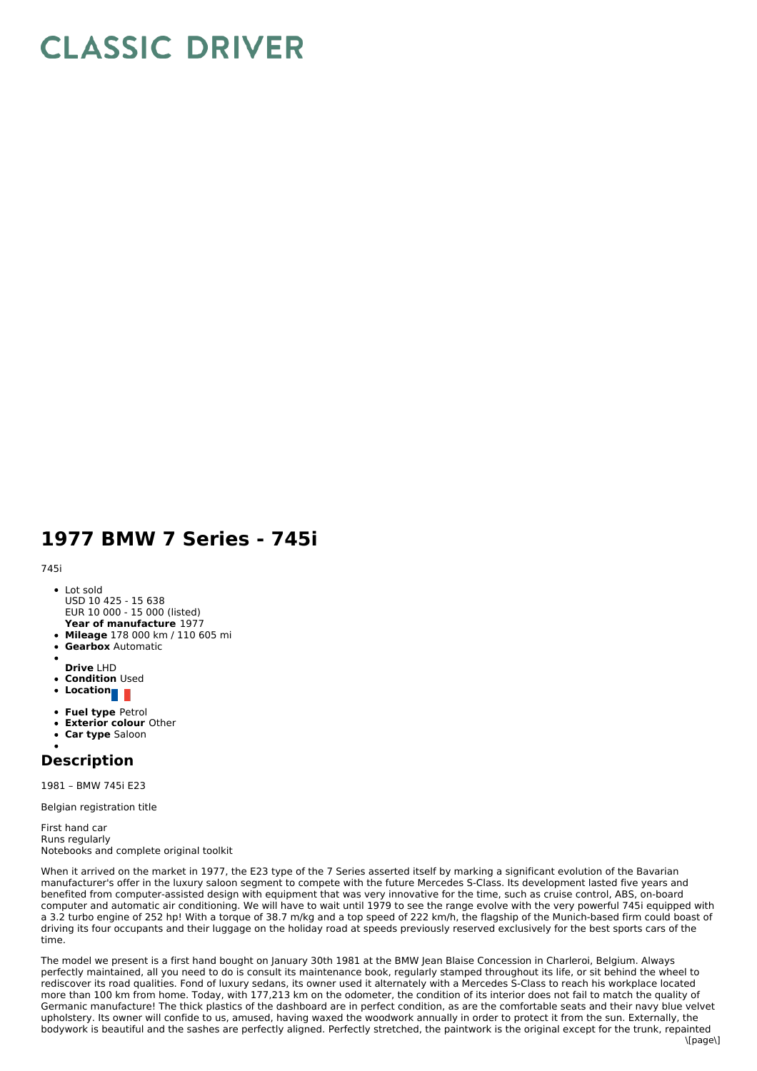# CLASSIC DRIVER

# 1977 BMW 7 Series - 745i

745i

- Lot sold
  USD 10 425 - 15 638
  EUR 10 000 - 15 000 (listed)
- **Year of manufacture** 1977
- **Mileage** 178 000 km / 110 605 mi
- **Gearbox** Automatic
- 
- **Drive** LHD
- **Condition** Used
- **Location**
- **Fuel type** Petrol
- **Exterior colour** Other
- **Car type** Saloon
- 

## Description

1981 – BMW 745i E23

Belgian registration title

First hand car
Runs regularly
Notebooks and complete original toolkit

When it arrived on the market in 1977, the E23 type of the 7 Series asserted itself by marking a significant evolution of the Bavarian manufacturer's offer in the luxury saloon segment to compete with the future Mercedes S-Class. Its development lasted five years and benefited from computer-assisted design with equipment that was very innovative for the time, such as cruise control, ABS, on-board computer and automatic air conditioning. We will have to wait until 1979 to see the range evolve with the very powerful 745i equipped with a 3.2 turbo engine of 252 hp! With a torque of 38.7 m/kg and a top speed of 222 km/h, the flagship of the Munich-based firm could boast of driving its four occupants and their luggage on the holiday road at speeds previously reserved exclusively for the best sports cars of the time.

The model we present is a first hand bought on January 30th 1981 at the BMW Jean Blaise Concession in Charleroi, Belgium. Always perfectly maintained, all you need to do is consult its maintenance book, regularly stamped throughout its life, or sit behind the wheel to rediscover its road qualities. Fond of luxury sedans, its owner used it alternately with a Mercedes S-Class to reach his workplace located more than 100 km from home. Today, with 177,213 km on the odometer, the condition of its interior does not fail to match the quality of Germanic manufacture! The thick plastics of the dashboard are in perfect condition, as are the comfortable seats and their navy blue velvet upholstery. Its owner will confide to us, amused, having waxed the woodwork annually in order to protect it from the sun. Externally, the bodywork is beautiful and the sashes are perfectly aligned. Perfectly stretched, the paintwork is the original except for the trunk, repainted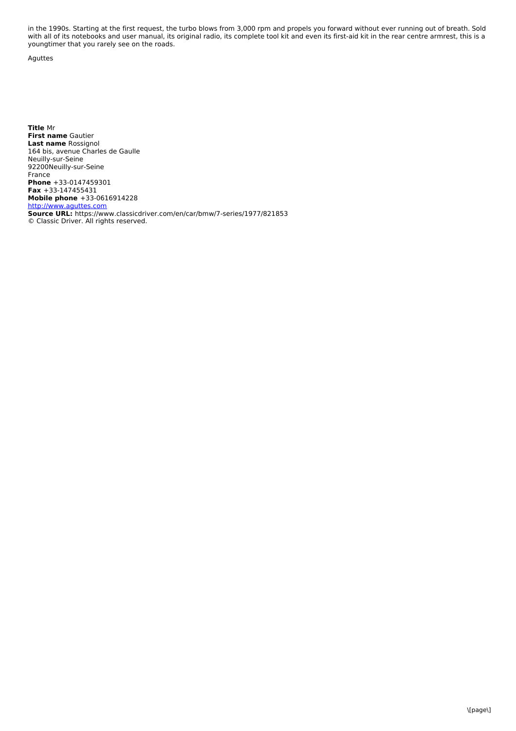in the 1990s. Starting at the first request, the turbo blows from 3,000 rpm and propels you forward without ever running out of breath. Sold with all of its notebooks and user manual, its original radio, its complete tool kit and even its first-aid kit in the rear centre armrest, this is a youngtimer that you rarely see on the roads.

Aguttes

**Title** Mr
**First name** Gautier
**Last name** Rossignol
164 bis, avenue Charles de Gaulle
Neuilly-sur-Seine
92200Neuilly-sur-Seine
France
**Phone** +33-0147459301
**Fax** +33-147455431
**Mobile phone** +33-0616914228
[http://www.aguttes.com](http://www.aguttes.com)
**Source URL:** https://www.classicdriver.com/en/car/bmw/7-series/1977/821853
© Classic Driver. All rights reserved.